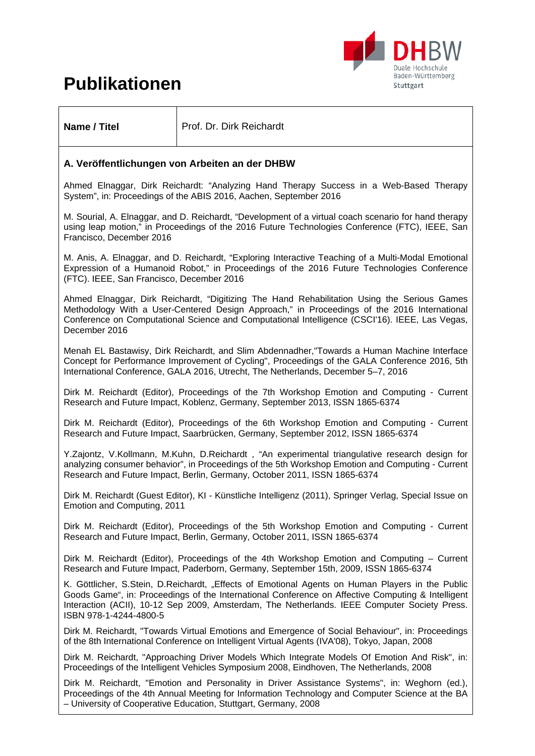# Publikationen

| **Name / Titel** | Prof. Dr. Dirk Reichardt |
|---|---|

### A. Veröffentlichungen von Arbeiten an der DHBW

Ahmed Elnaggar, Dirk Reichardt: "Analyzing Hand Therapy Success in a Web-Based Therapy System", in: Proceedings of the ABIS 2016, Aachen, September 2016

M. Sourial, A. Elnaggar, and D. Reichardt, "Development of a virtual coach scenario for hand therapy using leap motion," in Proceedings of the 2016 Future Technologies Conference (FTC), IEEE, San Francisco, December 2016

M. Anis, A. Elnaggar, and D. Reichardt, "Exploring Interactive Teaching of a Multi-Modal Emotional Expression of a Humanoid Robot," in Proceedings of the 2016 Future Technologies Conference (FTC). IEEE, San Francisco, December 2016

Ahmed Elnaggar, Dirk Reichardt, "Digitizing The Hand Rehabilitation Using the Serious Games Methodology With a User-Centered Design Approach," in Proceedings of the 2016 International Conference on Computational Science and Computational Intelligence (CSCI'16). IEEE, Las Vegas, December 2016

Menah EL Bastawisy, Dirk Reichardt, and Slim Abdennadher,"Towards a Human Machine Interface Concept for Performance Improvement of Cycling", Proceedings of the GALA Conference 2016, 5th International Conference, GALA 2016, Utrecht, The Netherlands, December 5–7, 2016

Dirk M. Reichardt (Editor), Proceedings of the 7th Workshop Emotion and Computing - Current Research and Future Impact, Koblenz, Germany, September 2013, ISSN 1865-6374

Dirk M. Reichardt (Editor), Proceedings of the 6th Workshop Emotion and Computing - Current Research and Future Impact, Saarbrücken, Germany, September 2012, ISSN 1865-6374

Y.Zajontz, V.Kollmann, M.Kuhn, D.Reichardt , "An experimental triangulative research design for analyzing consumer behavior", in Proceedings of the 5th Workshop Emotion and Computing - Current Research and Future Impact, Berlin, Germany, October 2011, ISSN 1865-6374

Dirk M. Reichardt (Guest Editor), KI - Künstliche Intelligenz (2011), Springer Verlag, Special Issue on Emotion and Computing, 2011

Dirk M. Reichardt (Editor), Proceedings of the 5th Workshop Emotion and Computing - Current Research and Future Impact, Berlin, Germany, October 2011, ISSN 1865-6374

Dirk M. Reichardt (Editor), Proceedings of the 4th Workshop Emotion and Computing – Current Research and Future Impact, Paderborn, Germany, September 15th, 2009, ISSN 1865-6374

K. Göttlicher, S.Stein, D.Reichardt, „Effects of Emotional Agents on Human Players in the Public Goods Game", in: Proceedings of the International Conference on Affective Computing & Intelligent Interaction (ACII), 10-12 Sep 2009, Amsterdam, The Netherlands. IEEE Computer Society Press. ISBN 978-1-4244-4800-5

Dirk M. Reichardt, "Towards Virtual Emotions and Emergence of Social Behaviour", in: Proceedings of the 8th International Conference on Intelligent Virtual Agents (IVA'08), Tokyo, Japan, 2008

Dirk M. Reichardt, "Approaching Driver Models Which Integrate Models Of Emotion And Risk", in: Proceedings of the Intelligent Vehicles Symposium 2008, Eindhoven, The Netherlands, 2008

Dirk M. Reichardt, "Emotion and Personality in Driver Assistance Systems", in: Weghorn (ed.), Proceedings of the 4th Annual Meeting for Information Technology and Computer Science at the BA – University of Cooperative Education, Stuttgart, Germany, 2008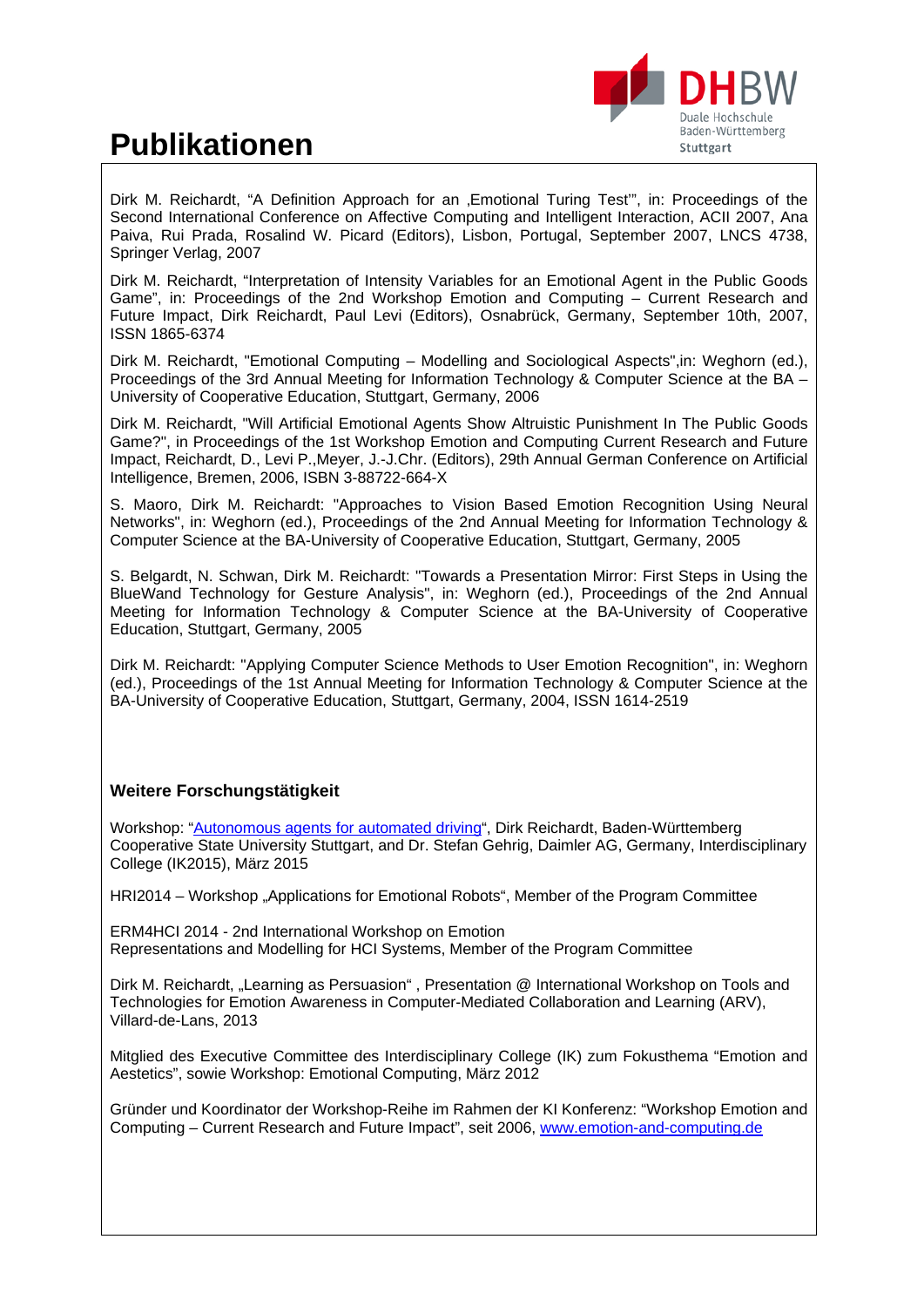# Publikationen

Dirk M. Reichardt, “A Definition Approach for an ‚Emotional Turing Test‘”, in: Proceedings of the Second International Conference on Affective Computing and Intelligent Interaction, ACII 2007, Ana Paiva, Rui Prada, Rosalind W. Picard (Editors), Lisbon, Portugal, September 2007, LNCS 4738, Springer Verlag, 2007

Dirk M. Reichardt, “Interpretation of Intensity Variables for an Emotional Agent in the Public Goods Game”, in: Proceedings of the 2nd Workshop Emotion and Computing – Current Research and Future Impact, Dirk Reichardt, Paul Levi (Editors), Osnabrück, Germany, September 10th, 2007, ISSN 1865-6374

Dirk M. Reichardt, "Emotional Computing – Modelling and Sociological Aspects",in: Weghorn (ed.), Proceedings of the 3rd Annual Meeting for Information Technology & Computer Science at the BA – University of Cooperative Education, Stuttgart, Germany, 2006

Dirk M. Reichardt, "Will Artificial Emotional Agents Show Altruistic Punishment In The Public Goods Game?", in Proceedings of the 1st Workshop Emotion and Computing Current Research and Future Impact, Reichardt, D., Levi P.,Meyer, J.-J.Chr. (Editors), 29th Annual German Conference on Artificial Intelligence, Bremen, 2006, ISBN 3-88722-664-X

S. Maoro, Dirk M. Reichardt: "Approaches to Vision Based Emotion Recognition Using Neural Networks", in: Weghorn (ed.), Proceedings of the 2nd Annual Meeting for Information Technology & Computer Science at the BA-University of Cooperative Education, Stuttgart, Germany, 2005

S. Belgardt, N. Schwan, Dirk M. Reichardt: "Towards a Presentation Mirror: First Steps in Using the BlueWand Technology for Gesture Analysis", in: Weghorn (ed.), Proceedings of the 2nd Annual Meeting for Information Technology & Computer Science at the BA-University of Cooperative Education, Stuttgart, Germany, 2005

Dirk M. Reichardt: "Applying Computer Science Methods to User Emotion Recognition", in: Weghorn (ed.), Proceedings of the 1st Annual Meeting for Information Technology & Computer Science at the BA-University of Cooperative Education, Stuttgart, Germany, 2004, ISSN 1614-2519

### Weitere Forschungstätigkeit

Workshop: “Autonomous agents for automated driving“, Dirk Reichardt, Baden-Württemberg Cooperative State University Stuttgart, and Dr. Stefan Gehrig, Daimler AG, Germany, Interdisciplinary College (IK2015), März 2015

HRI2014 – Workshop „Applications for Emotional Robots“, Member of the Program Committee

ERM4HCI 2014 - 2nd International Workshop on Emotion Representations and Modelling for HCI Systems, Member of the Program Committee

Dirk M. Reichardt, „Learning as Persuasion“ , Presentation @ International Workshop on Tools and Technologies for Emotion Awareness in Computer-Mediated Collaboration and Learning (ARV), Villard-de-Lans, 2013

Mitglied des Executive Committee des Interdisciplinary College (IK) zum Fokusthema “Emotion and Aestetics”, sowie Workshop: Emotional Computing, März 2012

Gründer und Koordinator der Workshop-Reihe im Rahmen der KI Konferenz: “Workshop Emotion and Computing – Current Research and Future Impact”, seit 2006, www.emotion-and-computing.de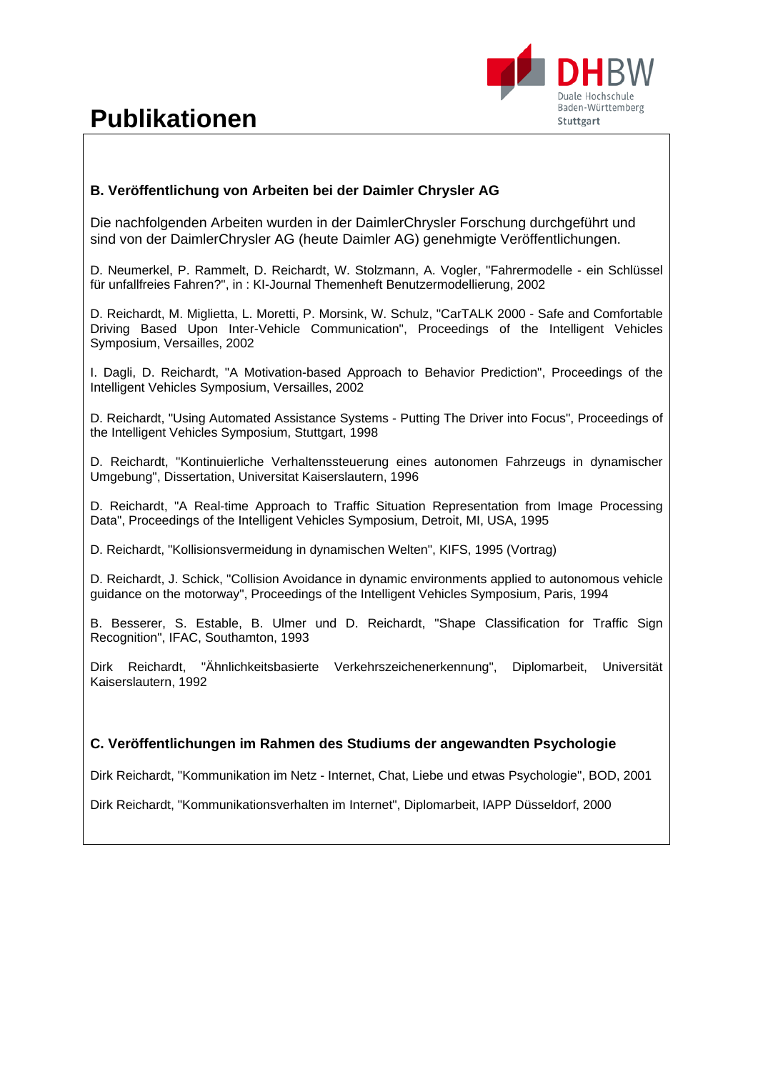# Publikationen

### B. Veröffentlichung von Arbeiten bei der Daimler Chrysler AG

Die nachfolgenden Arbeiten wurden in der DaimlerChrysler Forschung durchgeführt und sind von der DaimlerChrysler AG (heute Daimler AG) genehmigte Veröffentlichungen.

D. Neumerkel, P. Rammelt, D. Reichardt, W. Stolzmann, A. Vogler, "Fahrermodelle - ein Schlüssel für unfallfreies Fahren?", in : KI-Journal Themenheft Benutzermodellierung, 2002

D. Reichardt, M. Miglietta, L. Moretti, P. Morsink, W. Schulz, "CarTALK 2000 - Safe and Comfortable Driving Based Upon Inter-Vehicle Communication", Proceedings of the Intelligent Vehicles Symposium, Versailles, 2002

I. Dagli, D. Reichardt, "A Motivation-based Approach to Behavior Prediction", Proceedings of the Intelligent Vehicles Symposium, Versailles, 2002

D. Reichardt, "Using Automated Assistance Systems - Putting The Driver into Focus", Proceedings of the Intelligent Vehicles Symposium, Stuttgart, 1998

D. Reichardt, "Kontinuierliche Verhaltenssteuerung eines autonomen Fahrzeugs in dynamischer Umgebung", Dissertation, Universitat Kaiserslautern, 1996

D. Reichardt, "A Real-time Approach to Traffic Situation Representation from Image Processing Data", Proceedings of the Intelligent Vehicles Symposium, Detroit, MI, USA, 1995

D. Reichardt, "Kollisionsvermeidung in dynamischen Welten", KIFS, 1995 (Vortrag)

D. Reichardt, J. Schick, "Collision Avoidance in dynamic environments applied to autonomous vehicle guidance on the motorway", Proceedings of the Intelligent Vehicles Symposium, Paris, 1994

B. Besserer, S. Estable, B. Ulmer und D. Reichardt, "Shape Classification for Traffic Sign Recognition", IFAC, Southamton, 1993

Dirk Reichardt, "Ähnlichkeitsbasierte Verkehrszeichenerkennung", Diplomarbeit, Universität Kaiserslautern, 1992

### C. Veröffentlichungen im Rahmen des Studiums der angewandten Psychologie

Dirk Reichardt, "Kommunikation im Netz - Internet, Chat, Liebe und etwas Psychologie", BOD, 2001

Dirk Reichardt, "Kommunikationsverhalten im Internet", Diplomarbeit, IAPP Düsseldorf, 2000